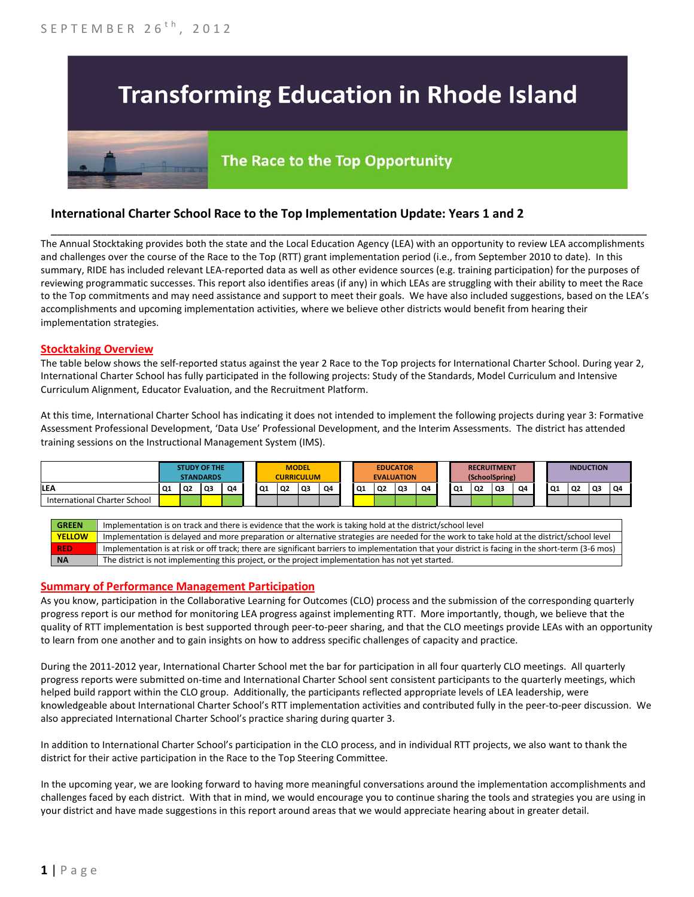SEPTEMBER 26th, 2012

# Transforming Education in Rhode Island

## The Race to the Top Opportunity

### International Charter School Race to the Top Implementation Update: Years 1 and 2

The Annual Stocktaking provides both the state and the Local Education Agency (LEA) with an opportunity to review LEA accomplishments and challenges over the course of the Race to the Top (RTT) grant implementation period (i.e., from September 2010 to date). In this summary, RIDE has included relevant LEA-reported data as well as other evidence sources (e.g. training participation) for the purposes of reviewing programmatic successes. This report also identifies areas (if any) in which LEAs are struggling with their ability to meet the Race to the Top commitments and may need assistance and support to meet their goals. We have also included suggestions, based on the LEA's accomplishments and upcoming implementation activities, where we believe other districts would benefit from hearing their implementation strategies.

#### Stocktaking Overview

The table below shows the self-reported status against the year 2 Race to the Top projects for International Charter School. During year 2, International Charter School has fully participated in the following projects: Study of the Standards, Model Curriculum and Intensive Curriculum Alignment, Educator Evaluation, and the Recruitment Platform.

At this time, International Charter School has indicating it does not intended to implement the following projects during year 3: Formative Assessment Professional Development, 'Data Use' Professional Development, and the Interim Assessments. The district has attended training sessions on the Instructional Management System (IMS).

| | STUDY OF THE STANDARDS | | | | MODEL CURRICULUM | | | | EDUCATOR EVALUATION | | | | RECRUITMENT (SchoolSpring) | | | | INDUCTION | | | |
|---|---|---|---|---|---|---|---|---|---|---|---|---|---|---|---|---|---|---|---|---|
| LEA | Q1 | Q2 | Q3 | Q4 | Q1 | Q2 | Q3 | Q4 | Q1 | Q2 | Q3 | Q4 | Q1 | Q2 | Q3 | Q4 | Q1 | Q2 | Q3 | Q4 |
| International Charter School | Yellow | Yellow | Yellow | Green | NA | NA | NA | NA | Yellow | Green | Green | Green | NA | Green | Green | NA | NA | NA | NA | NA |

| | |
|---|---|
| GREEN | Implementation is on track and there is evidence that the work is taking hold at the district/school level |
| YELLOW | Implementation is delayed and more preparation or alternative strategies are needed for the work to take hold at the district/school level |
| RED | Implementation is at risk or off track; there are significant barriers to implementation that your district is facing in the short-term (3-6 mos) |
| NA | The district is not implementing this project, or the project implementation has not yet started. |

#### Summary of Performance Management Participation

As you know, participation in the Collaborative Learning for Outcomes (CLO) process and the submission of the corresponding quarterly progress report is our method for monitoring LEA progress against implementing RTT. More importantly, though, we believe that the quality of RTT implementation is best supported through peer-to-peer sharing, and that the CLO meetings provide LEAs with an opportunity to learn from one another and to gain insights on how to address specific challenges of capacity and practice.

During the 2011-2012 year, International Charter School met the bar for participation in all four quarterly CLO meetings. All quarterly progress reports were submitted on-time and International Charter School sent consistent participants to the quarterly meetings, which helped build rapport within the CLO group. Additionally, the participants reflected appropriate levels of LEA leadership, were knowledgeable about International Charter School's RTT implementation activities and contributed fully in the peer-to-peer discussion. We also appreciated International Charter School's practice sharing during quarter 3.

In addition to International Charter School's participation in the CLO process, and in individual RTT projects, we also want to thank the district for their active participation in the Race to the Top Steering Committee.

In the upcoming year, we are looking forward to having more meaningful conversations around the implementation accomplishments and challenges faced by each district. With that in mind, we would encourage you to continue sharing the tools and strategies you are using in your district and have made suggestions in this report around areas that we would appreciate hearing about in greater detail.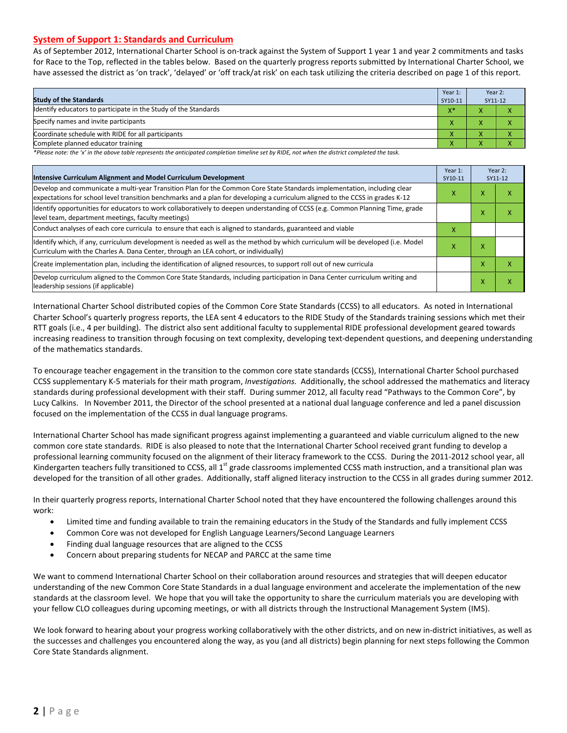## System of Support 1: Standards and Curriculum

As of September 2012, International Charter School is on-track against the System of Support 1 year 1 and year 2 commitments and tasks for Race to the Top, reflected in the tables below. Based on the quarterly progress reports submitted by International Charter School, we have assessed the district as 'on track', 'delayed' or 'off track/at risk' on each task utilizing the criteria described on page 1 of this report.

| Study of the Standards | Year 1: SY10-11 | Year 2: SY11-12 | |
|---|---|---|---|
| Identify educators to participate in the Study of the Standards | X* | X | X |
| Specify names and invite participants | X | X | X |
| Coordinate schedule with RIDE for all participants | X | X | X |
| Complete planned educator training | X | X | X |

*Please note: the 'x' in the above table represents the anticipated completion timeline set by RIDE, not when the district completed the task.*

| Intensive Curriculum Alignment and Model Curriculum Development | Year 1: SY10-11 | Year 2: SY11-12 | |
|---|---|---|---|
| Develop and communicate a multi-year Transition Plan for the Common Core State Standards implementation, including clear expectations for school level transition benchmarks and a plan for developing a curriculum aligned to the CCSS in grades K-12 | X | X | X |
| Identify opportunities for educators to work collaboratively to deepen understanding of CCSS (e.g. Common Planning Time, grade level team, department meetings, faculty meetings) | | X | X |
| Conduct analyses of each core curricula to ensure that each is aligned to standards, guaranteed and viable | X | | |
| Identify which, if any, curriculum development is needed as well as the method by which curriculum will be developed (i.e. Model Curriculum with the Charles A. Dana Center, through an LEA cohort, or individually) | X | X | |
| Create implementation plan, including the identification of aligned resources, to support roll out of new curricula | | X | X |
| Develop curriculum aligned to the Common Core State Standards, including participation in Dana Center curriculum writing and leadership sessions (if applicable) | | X | X |

International Charter School distributed copies of the Common Core State Standards (CCSS) to all educators. As noted in International Charter School's quarterly progress reports, the LEA sent 4 educators to the RIDE Study of the Standards training sessions which met their RTT goals (i.e., 4 per building). The district also sent additional faculty to supplemental RIDE professional development geared towards increasing readiness to transition through focusing on text complexity, developing text-dependent questions, and deepening understanding of the mathematics standards.

To encourage teacher engagement in the transition to the common core state standards (CCSS), International Charter School purchased CCSS supplementary K-5 materials for their math program, *Investigations.* Additionally, the school addressed the mathematics and literacy standards during professional development with their staff. During summer 2012, all faculty read "Pathways to the Common Core", by Lucy Calkins. In November 2011, the Director of the school presented at a national dual language conference and led a panel discussion focused on the implementation of the CCSS in dual language programs.

International Charter School has made significant progress against implementing a guaranteed and viable curriculum aligned to the new common core state standards. RIDE is also pleased to note that the International Charter School received grant funding to develop a professional learning community focused on the alignment of their literacy framework to the CCSS. During the 2011-2012 school year, all Kindergarten teachers fully transitioned to CCSS, all 1st grade classrooms implemented CCSS math instruction, and a transitional plan was developed for the transition of all other grades. Additionally, staff aligned literacy instruction to the CCSS in all grades during summer 2012.

In their quarterly progress reports, International Charter School noted that they have encountered the following challenges around this work:

- Limited time and funding available to train the remaining educators in the Study of the Standards and fully implement CCSS
- Common Core was not developed for English Language Learners/Second Language Learners
- Finding dual language resources that are aligned to the CCSS
- Concern about preparing students for NECAP and PARCC at the same time

We want to commend International Charter School on their collaboration around resources and strategies that will deepen educator understanding of the new Common Core State Standards in a dual language environment and accelerate the implementation of the new standards at the classroom level. We hope that you will take the opportunity to share the curriculum materials you are developing with your fellow CLO colleagues during upcoming meetings, or with all districts through the Instructional Management System (IMS).

We look forward to hearing about your progress working collaboratively with the other districts, and on new in-district initiatives, as well as the successes and challenges you encountered along the way, as you (and all districts) begin planning for next steps following the Common Core State Standards alignment.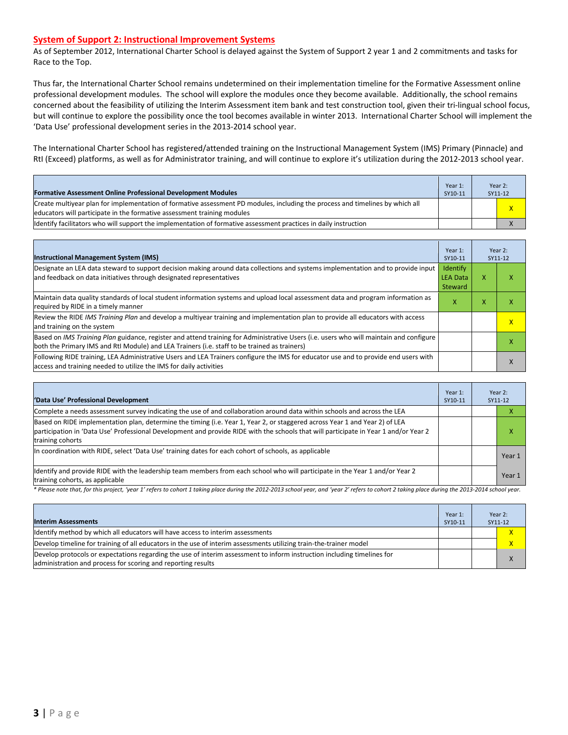## System of Support 2: Instructional Improvement Systems

As of September 2012, International Charter School is delayed against the System of Support 2 year 1 and 2 commitments and tasks for Race to the Top.

Thus far, the International Charter School remains undetermined on their implementation timeline for the Formative Assessment online professional development modules. The school will explore the modules once they become available. Additionally, the school remains concerned about the feasibility of utilizing the Interim Assessment item bank and test construction tool, given their tri-lingual school focus, but will continue to explore the possibility once the tool becomes available in winter 2013. International Charter School will implement the 'Data Use' professional development series in the 2013-2014 school year.

The International Charter School has registered/attended training on the Instructional Management System (IMS) Primary (Pinnacle) and RtI (Exceed) platforms, as well as for Administrator training, and will continue to explore it's utilization during the 2012-2013 school year.

| Formative Assessment Online Professional Development Modules | Year 1: SY10-11 | Year 2: SY11-12 | |
|---|---|---|---|
| Create multiyear plan for implementation of formative assessment PD modules, including the process and timelines by which all educators will participate in the formative assessment training modules | | | X |
| Identify facilitators who will support the implementation of formative assessment practices in daily instruction | | | X |

| Instructional Management System (IMS) | Year 1: SY10-11 | Year 2: SY11-12 | |
|---|---|---|---|
| Designate an LEA data steward to support decision making around data collections and systems implementation and to provide input and feedback on data initiatives through designated representatives | Identify LEA Data Steward | X | X |
| Maintain data quality standards of local student information systems and upload local assessment data and program information as required by RIDE in a timely manner | X | X | X |
| Review the RIDE *IMS Training Plan* and develop a multiyear training and implementation plan to provide all educators with access and training on the system | | | X |
| Based on *IMS Training Plan* guidance, register and attend training for Administrative Users (i.e. users who will maintain and configure both the Primary IMS and RtI Module) and LEA Trainers (i.e. staff to be trained as trainers) | | | X |
| Following RIDE training, LEA Administrative Users and LEA Trainers configure the IMS for educator use and to provide end users with access and training needed to utilize the IMS for daily activities | | | X |

| 'Data Use' Professional Development | Year 1: SY10-11 | Year 2: SY11-12 | |
|---|---|---|---|
| Complete a needs assessment survey indicating the use of and collaboration around data within schools and across the LEA | | | X |
| Based on RIDE implementation plan, determine the timing (i.e. Year 1, Year 2, or staggered across Year 1 and Year 2) of LEA participation in 'Data Use' Professional Development and provide RIDE with the schools that will participate in Year 1 and/or Year 2 training cohorts | | | X |
| In coordination with RIDE, select 'Data Use' training dates for each cohort of schools, as applicable | | | Year 1 |
| Identify and provide RIDE with the leadership team members from each school who will participate in the Year 1 and/or Year 2 training cohorts, as applicable | | | Year 1 |

*\* Please note that, for this project, 'year 1' refers to cohort 1 taking place during the 2012-2013 school year, and 'year 2' refers to cohort 2 taking place during the 2013-2014 school year.*

| Interim Assessments | Year 1: SY10-11 | Year 2: SY11-12 | |
|---|---|---|---|
| Identify method by which all educators will have access to interim assessments | | | X |
| Develop timeline for training of all educators in the use of interim assessments utilizing train-the-trainer model | | | X |
| Develop protocols or expectations regarding the use of interim assessment to inform instruction including timelines for administration and process for scoring and reporting results | | | X |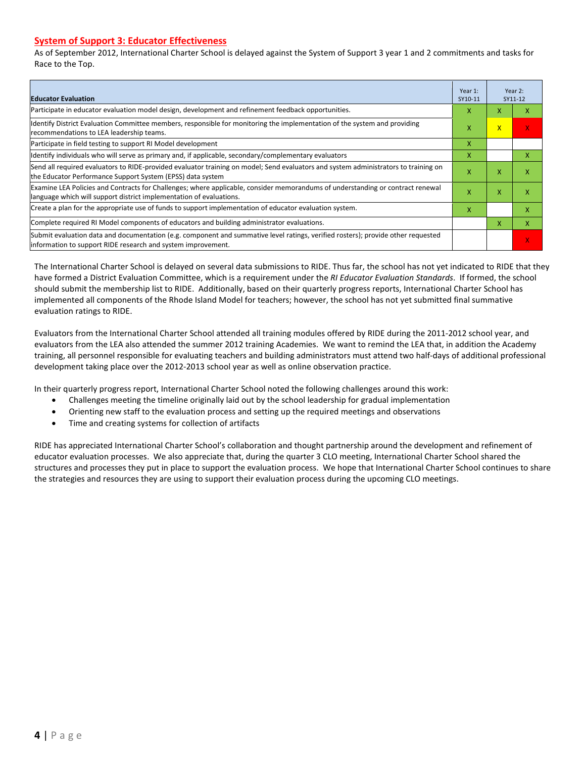## System of Support 3: Educator Effectiveness

As of September 2012, International Charter School is delayed against the System of Support 3 year 1 and 2 commitments and tasks for Race to the Top.

| Educator Evaluation | Year 1: SY10-11 | Year 2: SY11-12 | |
|---|---|---|---|
| Participate in educator evaluation model design, development and refinement feedback opportunities. | X | X | X |
| Identify District Evaluation Committee members, responsible for monitoring the implementation of the system and providing recommendations to LEA leadership teams. | X | X | X |
| Participate in field testing to support RI Model development | X | | |
| Identify individuals who will serve as primary and, if applicable, secondary/complementary evaluators | X | | X |
| Send all required evaluators to RIDE-provided evaluator training on model; Send evaluators and system administrators to training on the Educator Performance Support System (EPSS) data system | X | X | X |
| Examine LEA Policies and Contracts for Challenges; where applicable, consider memorandums of understanding or contract renewal language which will support district implementation of evaluations. | X | X | X |
| Create a plan for the appropriate use of funds to support implementation of educator evaluation system. | X | | X |
| Complete required RI Model components of educators and building administrator evaluations. | | X | X |
| Submit evaluation data and documentation (e.g. component and summative level ratings, verified rosters); provide other requested information to support RIDE research and system improvement. | | | X |

The International Charter School is delayed on several data submissions to RIDE. Thus far, the school has not yet indicated to RIDE that they have formed a District Evaluation Committee, which is a requirement under the *RI Educator Evaluation Standards*. If formed, the school should submit the membership list to RIDE. Additionally, based on their quarterly progress reports, International Charter School has implemented all components of the Rhode Island Model for teachers; however, the school has not yet submitted final summative evaluation ratings to RIDE.

Evaluators from the International Charter School attended all training modules offered by RIDE during the 2011-2012 school year, and evaluators from the LEA also attended the summer 2012 training Academies. We want to remind the LEA that, in addition the Academy training, all personnel responsible for evaluating teachers and building administrators must attend two half-days of additional professional development taking place over the 2012-2013 school year as well as online observation practice.

In their quarterly progress report, International Charter School noted the following challenges around this work:

- Challenges meeting the timeline originally laid out by the school leadership for gradual implementation
- Orienting new staff to the evaluation process and setting up the required meetings and observations
- Time and creating systems for collection of artifacts

RIDE has appreciated International Charter School's collaboration and thought partnership around the development and refinement of educator evaluation processes. We also appreciate that, during the quarter 3 CLO meeting, International Charter School shared the structures and processes they put in place to support the evaluation process. We hope that International Charter School continues to share the strategies and resources they are using to support their evaluation process during the upcoming CLO meetings.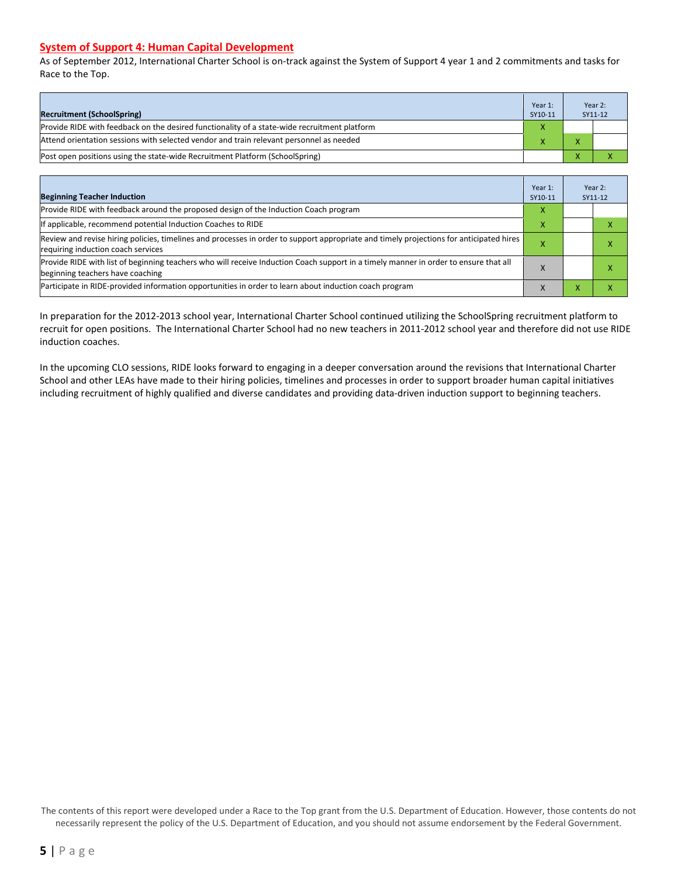## System of Support 4: Human Capital Development

As of September 2012, International Charter School is on-track against the System of Support 4 year 1 and 2 commitments and tasks for Race to the Top.

| Recruitment (SchoolSpring) | Year 1: SY10-11 | Year 2: SY11-12 | |
|---|---|---|---|
| Provide RIDE with feedback on the desired functionality of a state-wide recruitment platform | X | | |
| Attend orientation sessions with selected vendor and train relevant personnel as needed | X | X | |
| Post open positions using the state-wide Recruitment Platform (SchoolSpring) | | X | X |

| Beginning Teacher Induction | Year 1: SY10-11 | Year 2: SY11-12 | |
|---|---|---|---|
| Provide RIDE with feedback around the proposed design of the Induction Coach program | X | | |
| If applicable, recommend potential Induction Coaches to RIDE | X | | X |
| Review and revise hiring policies, timelines and processes in order to support appropriate and timely projections for anticipated hires requiring induction coach services | X | | X |
| Provide RIDE with list of beginning teachers who will receive Induction Coach support in a timely manner in order to ensure that all beginning teachers have coaching | X | | X |
| Participate in RIDE-provided information opportunities in order to learn about induction coach program | X | X | X |

In preparation for the 2012-2013 school year, International Charter School continued utilizing the SchoolSpring recruitment platform to recruit for open positions. The International Charter School had no new teachers in 2011-2012 school year and therefore did not use RIDE induction coaches.

In the upcoming CLO sessions, RIDE looks forward to engaging in a deeper conversation around the revisions that International Charter School and other LEAs have made to their hiring policies, timelines and processes in order to support broader human capital initiatives including recruitment of highly qualified and diverse candidates and providing data-driven induction support to beginning teachers.

The contents of this report were developed under a Race to the Top grant from the U.S. Department of Education. However, those contents do not necessarily represent the policy of the U.S. Department of Education, and you should not assume endorsement by the Federal Government.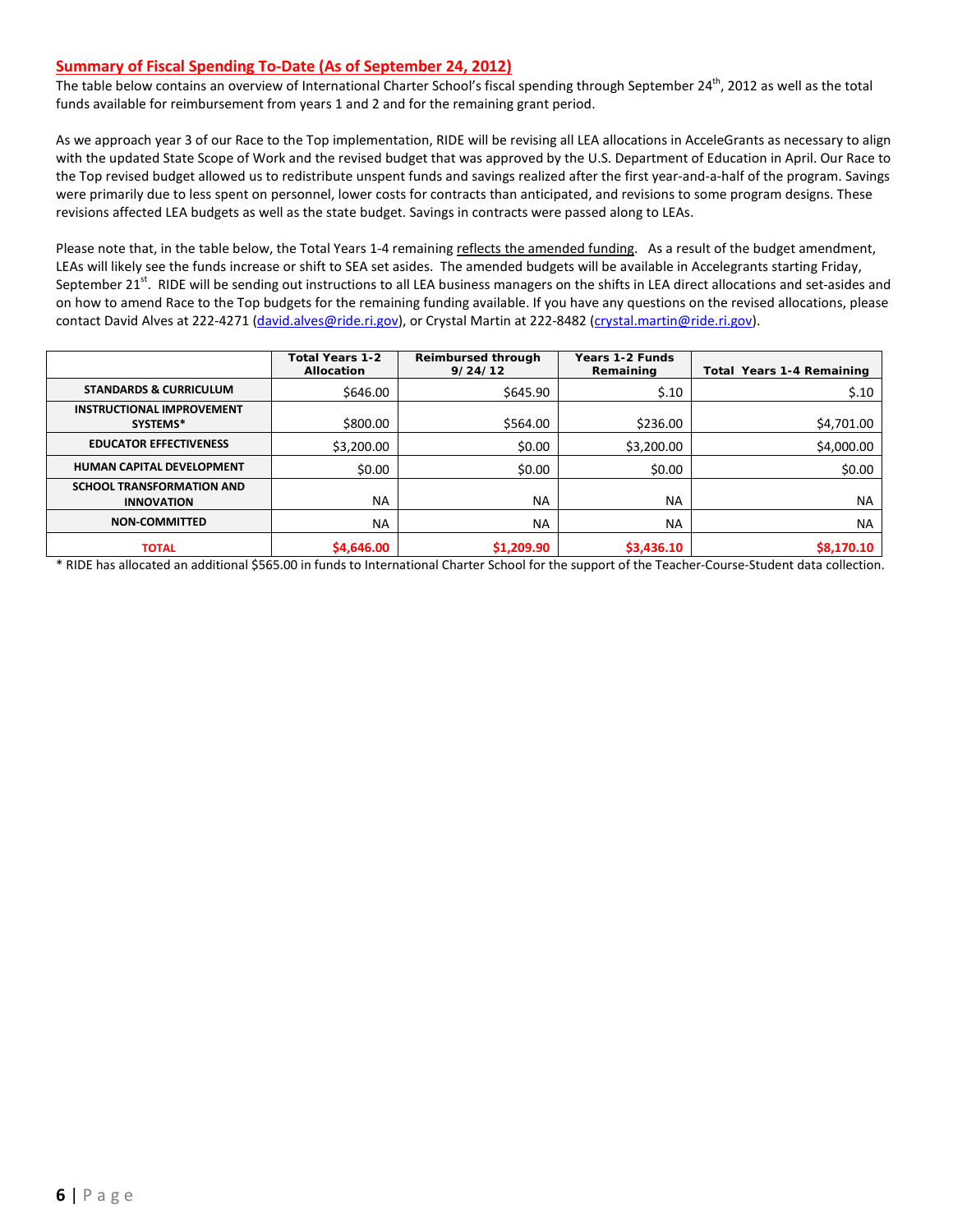## Summary of Fiscal Spending To-Date (As of September 24, 2012)

The table below contains an overview of International Charter School's fiscal spending through September 24th, 2012 as well as the total funds available for reimbursement from years 1 and 2 and for the remaining grant period.

As we approach year 3 of our Race to the Top implementation, RIDE will be revising all LEA allocations in AcceleGrants as necessary to align with the updated State Scope of Work and the revised budget that was approved by the U.S. Department of Education in April. Our Race to the Top revised budget allowed us to redistribute unspent funds and savings realized after the first year-and-a-half of the program. Savings were primarily due to less spent on personnel, lower costs for contracts than anticipated, and revisions to some program designs. These revisions affected LEA budgets as well as the state budget. Savings in contracts were passed along to LEAs.

Please note that, in the table below, the Total Years 1-4 remaining reflects the amended funding. As a result of the budget amendment, LEAs will likely see the funds increase or shift to SEA set asides. The amended budgets will be available in Accelegrants starting Friday, September 21st. RIDE will be sending out instructions to all LEA business managers on the shifts in LEA direct allocations and set-asides and on how to amend Race to the Top budgets for the remaining funding available. If you have any questions on the revised allocations, please contact David Alves at 222-4271 (david.alves@ride.ri.gov), or Crystal Martin at 222-8482 (crystal.martin@ride.ri.gov).

| | Total Years 1-2 Allocation | Reimbursed through 9/24/12 | Years 1-2 Funds Remaining | Total Years 1-4 Remaining |
|---|---|---|---|---|
| STANDARDS & CURRICULUM | $646.00 | $645.90 | $.10 | $.10 |
| INSTRUCTIONAL IMPROVEMENT SYSTEMS* | $800.00 | $564.00 | $236.00 | $4,701.00 |
| EDUCATOR EFFECTIVENESS | $3,200.00 | $0.00 | $3,200.00 | $4,000.00 |
| HUMAN CAPITAL DEVELOPMENT | $0.00 | $0.00 | $0.00 | $0.00 |
| SCHOOL TRANSFORMATION AND INNOVATION | NA | NA | NA | NA |
| NON-COMMITTED | NA | NA | NA | NA |
| **TOTAL** | **$4,646.00** | **$1,209.90** | **$3,436.10** | **$8,170.10** |

* RIDE has allocated an additional $565.00 in funds to International Charter School for the support of the Teacher-Course-Student data collection.